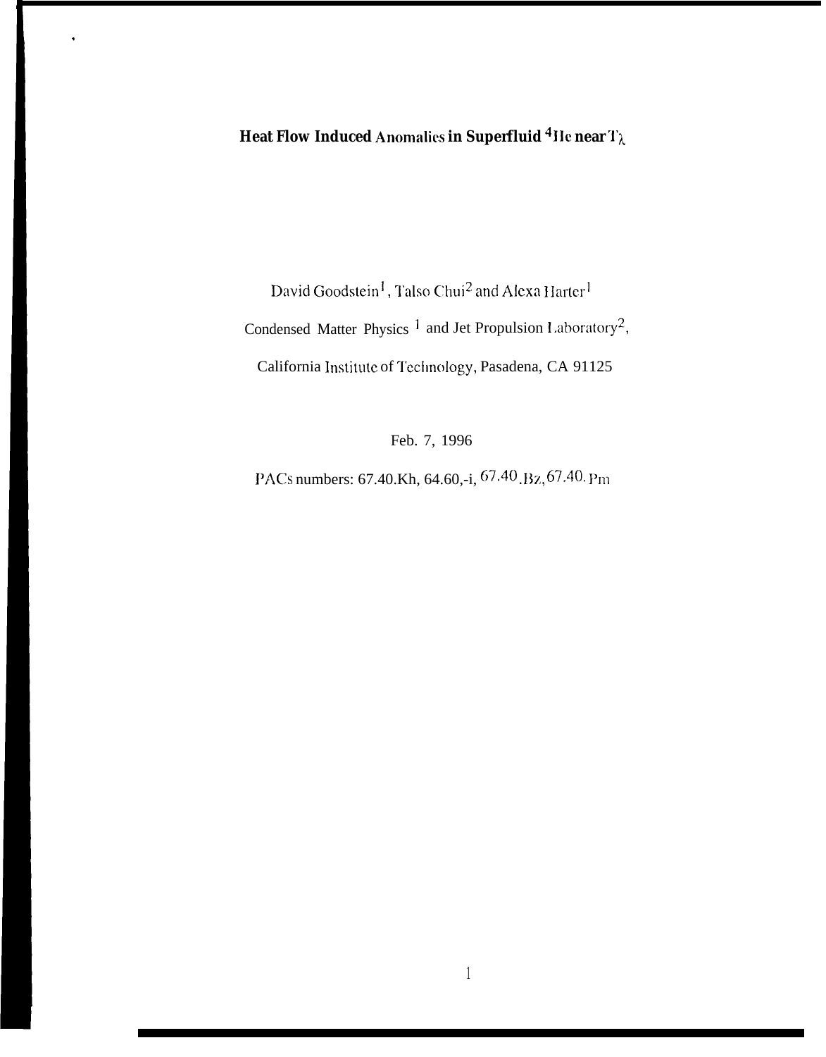# Heat Flow Induced Anomalies in Superfluid $^4$He near $T_\lambda$

David Goodstein[1], Talso Chui[2] and Alexa Harter[1]

Condensed Matter Physics [1] and Jet Propulsion Laboratory[2],

California Institute of Technology, Pasadena, CA 91125

Feb. 7, 1996

PACs numbers: 67.40.Kh, 64.60,-i, 67.40.Bz, 67.40.Pm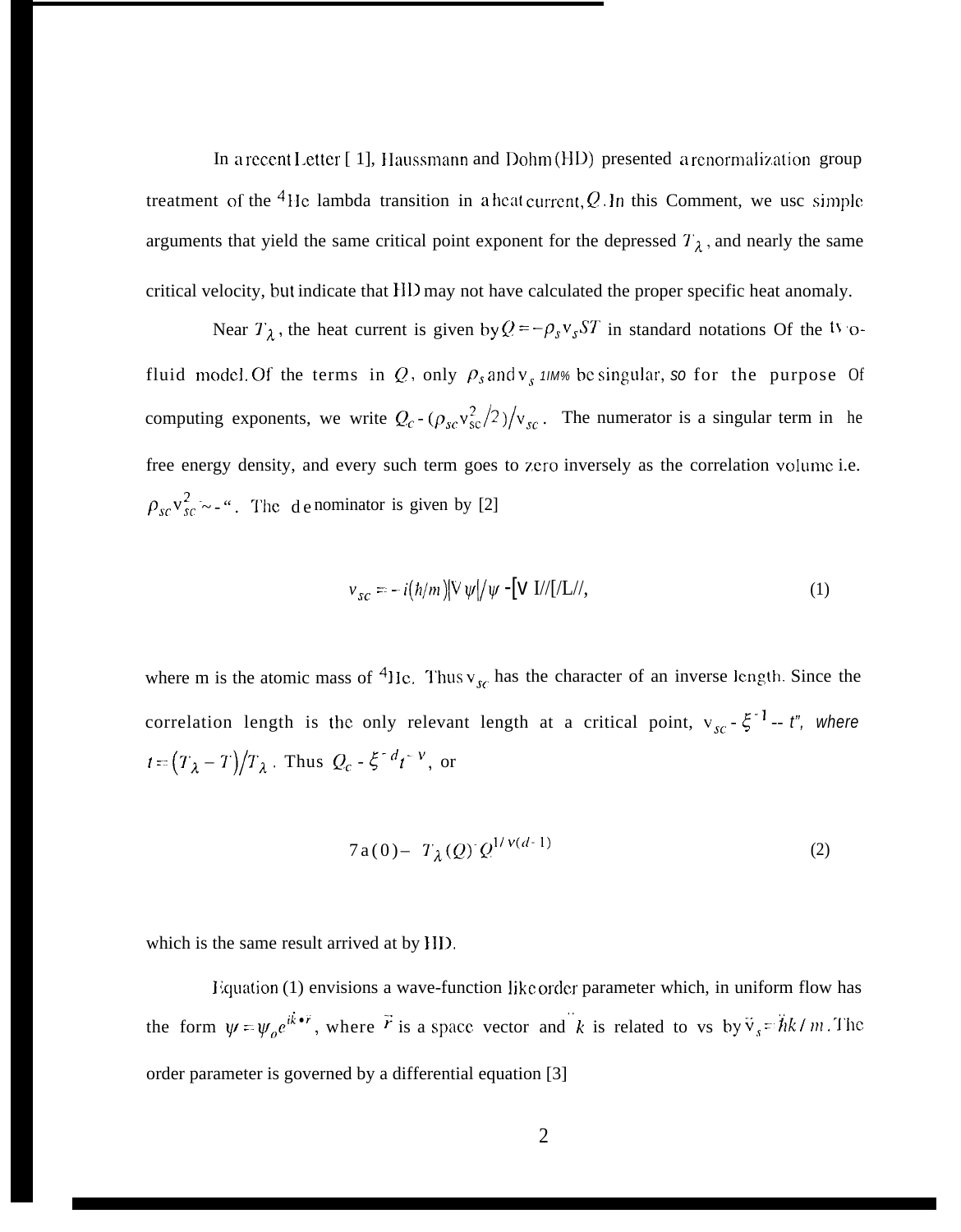In a recent Letter [1], Haussmann and Dohm (HD) presented a renormalization group treatment of the $^4$He lambda transition in a heat current, $Q$. In this Comment, we use simple arguments that yield the same critical point exponent for the depressed $T_\lambda$, and nearly the same critical velocity, but indicate that HD may not have calculated the proper specific heat anomaly.

Near $T_\lambda$, the heat current is given by $Q = -\rho_s v_s ST$ in standard notations of the two-fluid model. Of the terms in $Q$, only $\rho_s$ and $v_s$ may be singular, so for the purpose of computing exponents, we write $Q_c \sim (\rho_{sc} v_{sc}^2/2)/v_{sc}$. The numerator is a singular term in the free energy density, and every such term goes to zero inversely as the correlation volume i.e. $\rho_{sc} v_{sc}^2 \sim \xi^{-d}$. The denominator is given by [2]

$$v_{sc} = -i(\hbar/m)[\nabla\psi]/\psi \sim [\nabla\psi]/\psi, \tag{1}$$

where m is the atomic mass of $^4$He. Thus $v_{sc}$ has the character of an inverse length. Since the correlation length is the only relevant length at a critical point, $v_{sc} \sim \xi^{-1} \sim t^{\nu}$, where $t = (T_\lambda - T)/T_\lambda$. Thus $Q_c \sim \xi^{-d} t^{-\nu}$, or

$$T_\lambda(0) - T_\lambda(Q) \sim Q^{1/\nu(d-1)} \tag{2}$$

which is the same result arrived at by HD.

Equation (1) envisions a wave-function like order parameter which, in uniform flow has the form $\psi = \psi_o e^{i\vec{k}\cdot\vec{r}}$, where $\vec{r}$ is a space vector and $\vec{k}$ is related to vs by $\vec{v}_s = \hbar\vec{k}/m$. The order parameter is governed by a differential equation [3]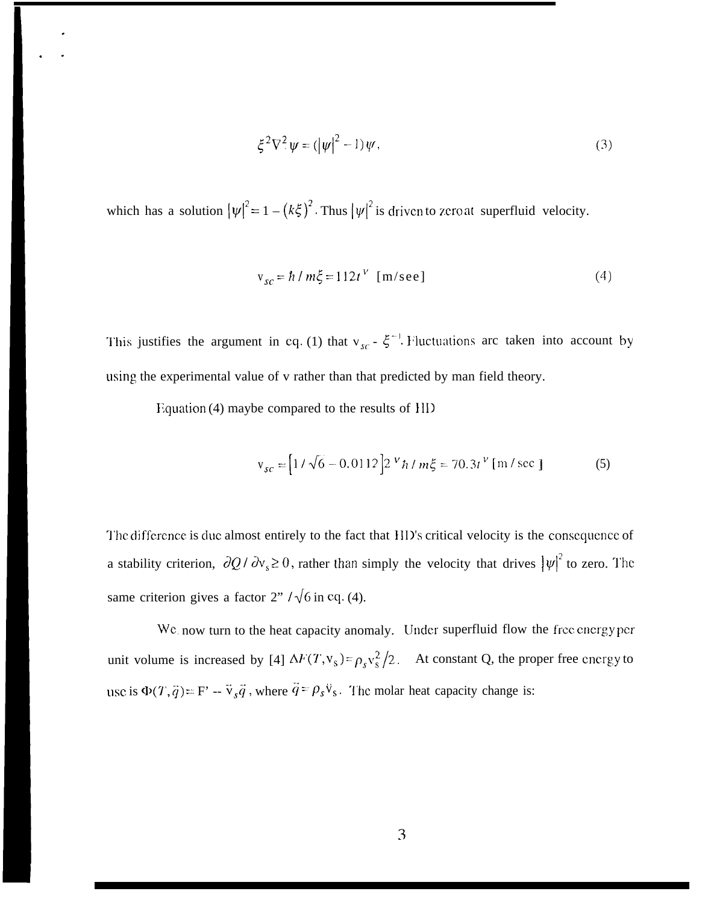$$\xi^2 \nabla^2 \psi = (|\psi|^2 - 1)\psi, \tag{3}$$

which has a solution $|\psi|^2 = 1 - (k\xi)^2$. Thus $|\psi|^2$ is driven to zero at superfluid velocity.

$$v_{sc} = \hbar / m\xi = 112 t^{\nu} \ \text{[m/see]} \tag{4}$$

This justifies the argument in eq. (1) that $v_{sc} \sim \xi^{-1}$. Fluctuations arc taken into account by using the experimental value of v rather than that predicted by man field theory.

Equation (4) maybe compared to the results of HD

$$v_{sc} = \left[1/\sqrt{6} - 0.0112\right] 2^{\nu} \hbar / m\xi = 70.3 t^{\nu} \ [\text{m/sec}] \tag{5}$$

The difference is due almost entirely to the fact that HD's critical velocity is the consequence of a stability criterion, $\partial Q / \partial v_s \geq 0$, rather than simply the velocity that drives $|\psi|^2$ to zero. The same criterion gives a factor $2^{\nu}/\sqrt{6}$ in eq. (4).

We now turn to the heat capacity anomaly. Under superfluid flow the free energy per unit volume is increased by [4] $\Delta F(T, v_s) = \rho_s v_s^2 / 2$. At constant Q, the proper free energy to use is $\Phi(T, \vec{q}) = F' - \vec{v}_s \vec{q}$, where $\vec{q} = \rho_s \vec{v}_s$. The molar heat capacity change is: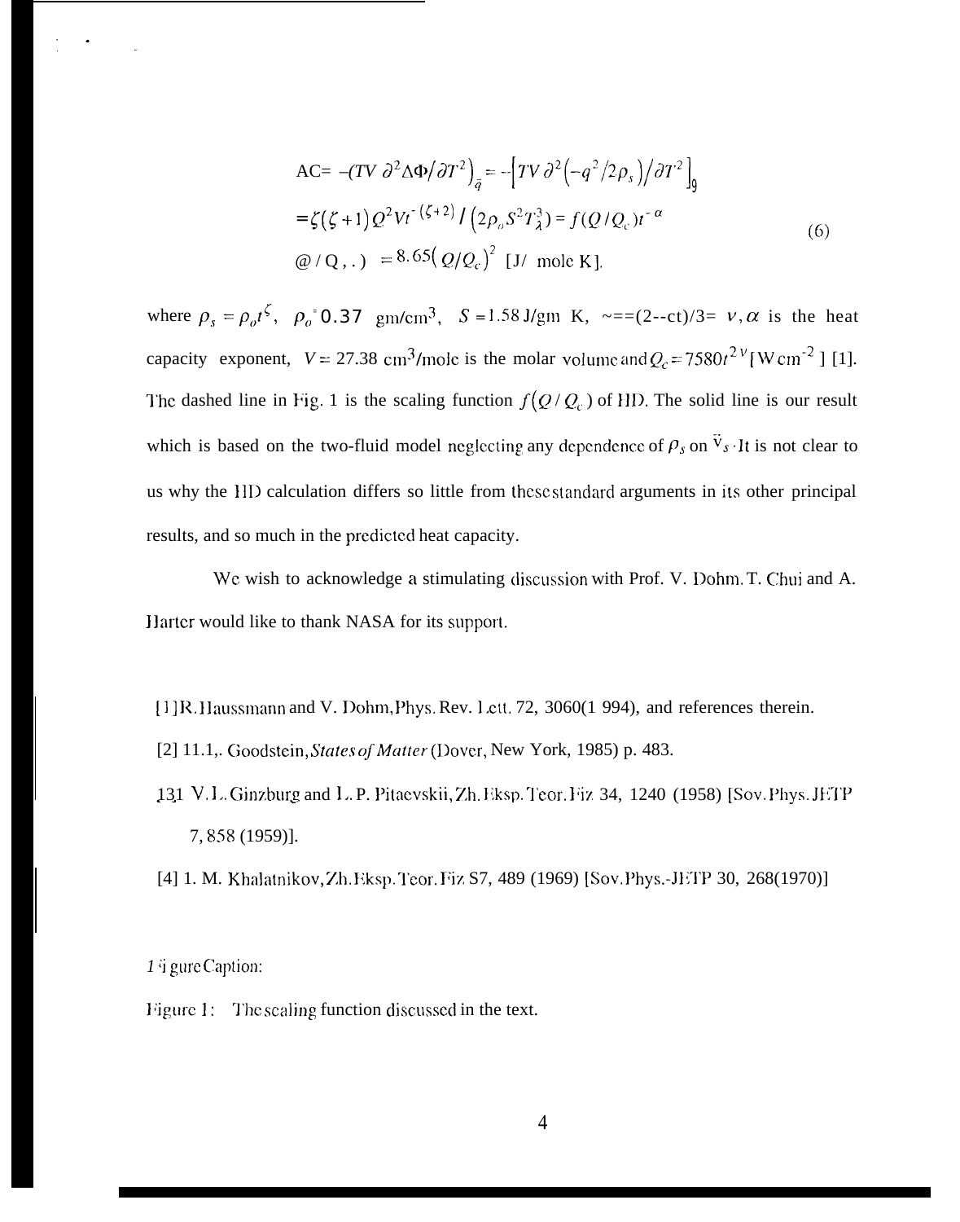$$
\begin{aligned}
\Delta C &= -\left(TV\,\partial^2\Delta\Phi/\partial T^2\right)_{\vec{q}} = -\left[TV\,\partial^2\left(-q^2/2\rho_s\right)/\partial T^2\right]_{q} \\
&= \zeta(\zeta+1)\,Q^2 V t^{-(\zeta+2)} / \left(2\rho_o S^2 T_\lambda^3\right) = f(Q/Q_c)\,t^{-\alpha} \\
f(Q/Q_c) &= 8.65\left(Q/Q_c\right)^2 \ \text{[J/ mole K]}.
\end{aligned}
\tag{6}
$$

where $\rho_s = \rho_o t^{\zeta}$, $\rho_o = 0.37$ gm/cm$^3$, $S = 1.58$ J/gm K, $\zeta=(2-\alpha)/3=\nu$, $\alpha$ is the heat capacity exponent, $V = 27.38$ cm$^3$/mole is the molar volume and $Q_c = 7580t^{2\nu}$ [W cm$^{-2}$] [1]. The dashed line in Fig. 1 is the scaling function $f(Q/Q_c)$ of HD. The solid line is our result which is based on the two-fluid model neglecting any dependence of $\rho_s$ on $\vec{v}_s$. It is not clear to us why the HD calculation differs so little from these standard arguments in its other principal results, and so much in the predicted heat capacity.

We wish to acknowledge a stimulating discussion with Prof. V. Dohm. T. Chui and A. Harter would like to thank NASA for its support.

[1] R. Haussmann and V. Dohm, Phys. Rev. Lett. 72, 3060(1994), and references therein.

[2] D. L. Goodstein, *States of Matter* (Dover, New York, 1985) p. 483.

[3] V. L. Ginzburg and L. P. Pitaevskii, Zh. Eksp. Teor. Fiz. 34, 1240 (1958) [Sov. Phys. JETP 7, 858 (1959)].

[4] I. M. Khalatnikov, Zh. Eksp. Teor. Fiz. 57, 489 (1969) [Sov. Phys.-JETP 30, 268(1970)]

Figure Caption:

Figure 1: The scaling function discussed in the text.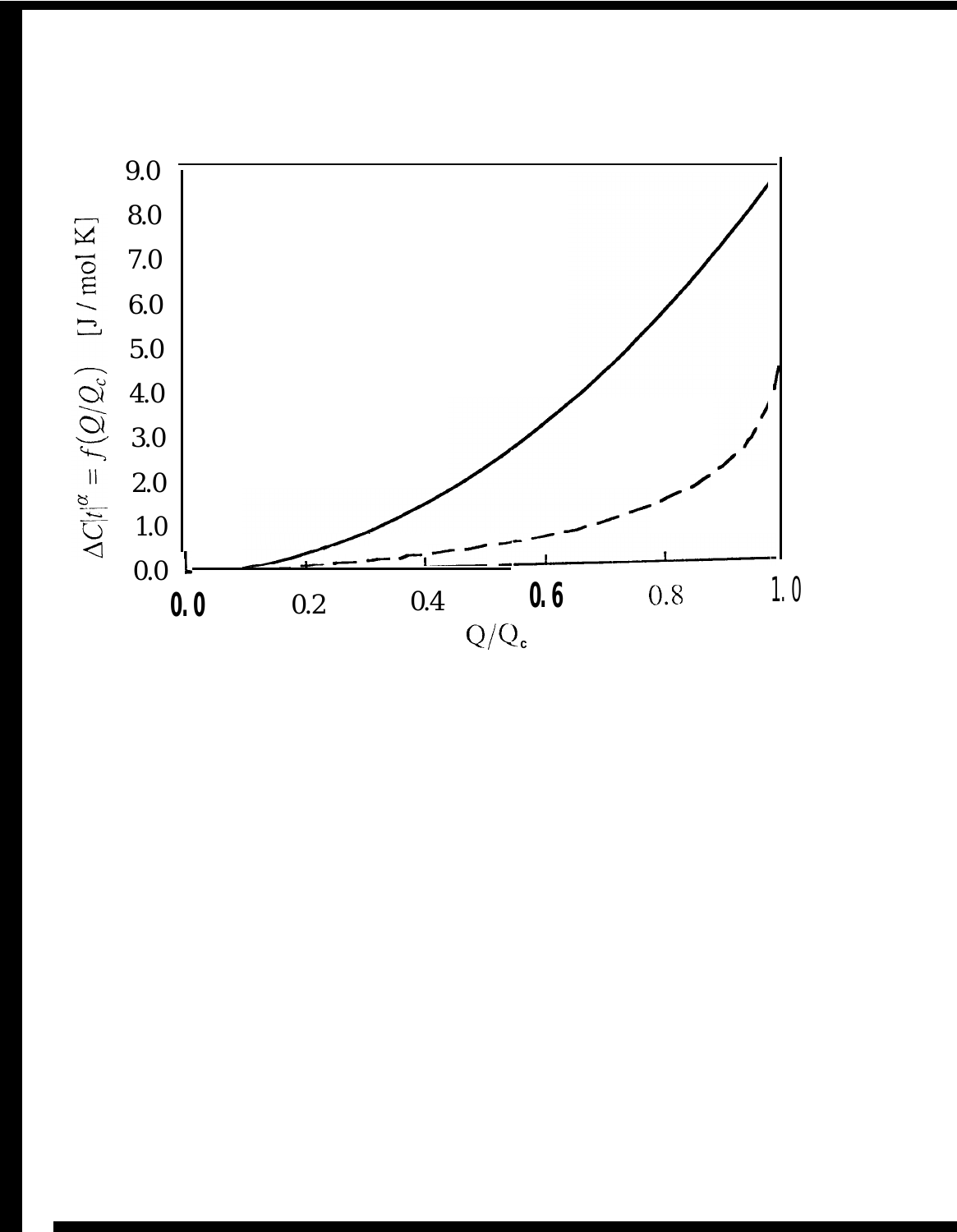9.0
8.0
7.0
6.0
5.0
4.0
3.0
2.0
1.0
0.0

$\Delta C|t|^{\alpha} = f(Q/Q_c)$ [J / mol K]

0.0
0.2
0.4
0.6
0.8
1.0

$Q/Q_c$